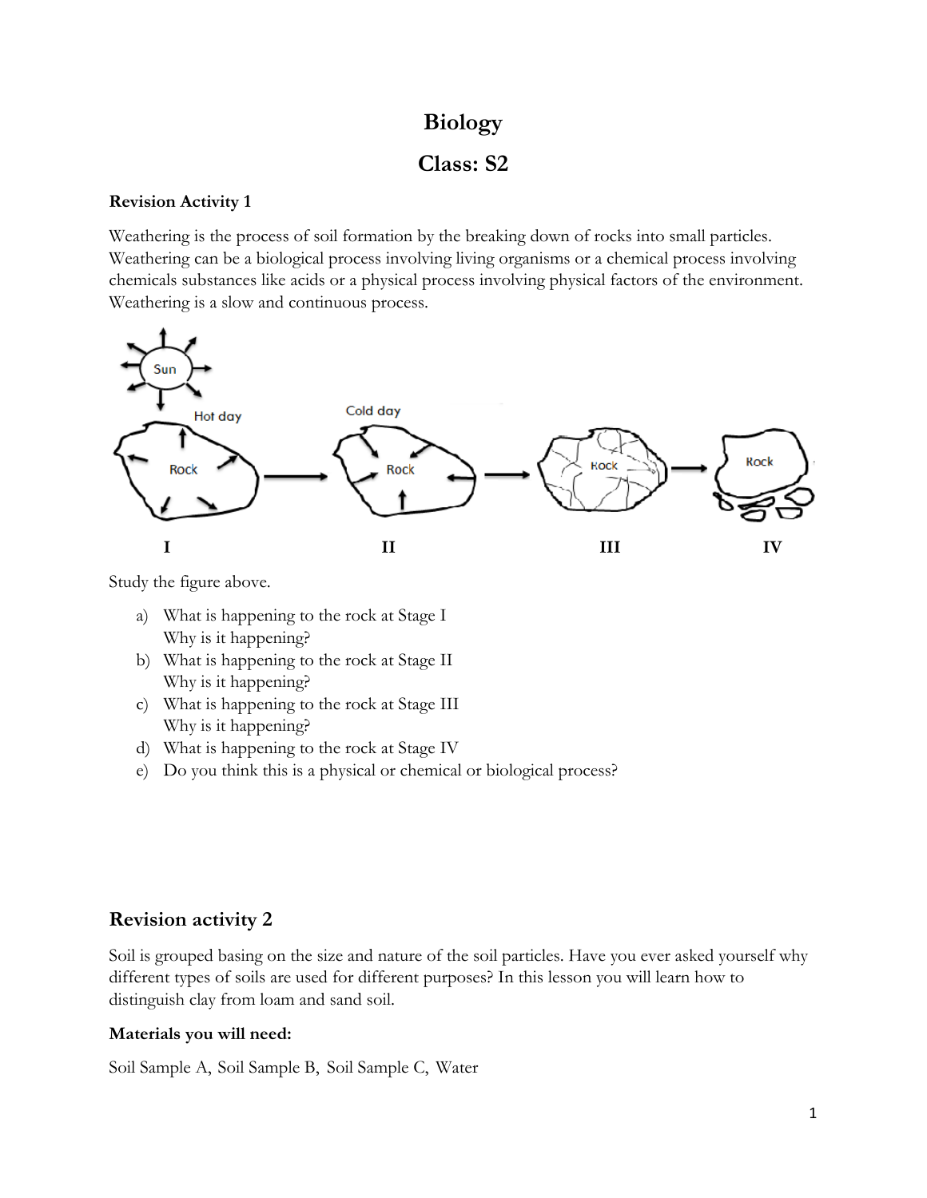# Biology

## Class: S2

**Revision Activity 1**

Weathering is the process of soil formation by the breaking down of rocks into small particles. Weathering can be a biological process involving living organisms or a chemical process involving chemicals substances like acids or a physical process involving physical factors of the environment. Weathering is a slow and continuous process.

Study the figure above.

a) What is happening to the rock at Stage I
   Why is it happening?
b) What is happening to the rock at Stage II
   Why is it happening?
c) What is happening to the rock at Stage III
   Why is it happening?
d) What is happening to the rock at Stage IV
e) Do you think this is a physical or chemical or biological process?

## Revision activity 2

Soil is grouped basing on the size and nature of the soil particles. Have you ever asked yourself why different types of soils are used for different purposes? In this lesson you will learn how to distinguish clay from loam and sand soil.

**Materials you will need:**

Soil Sample A, Soil Sample B, Soil Sample C, Water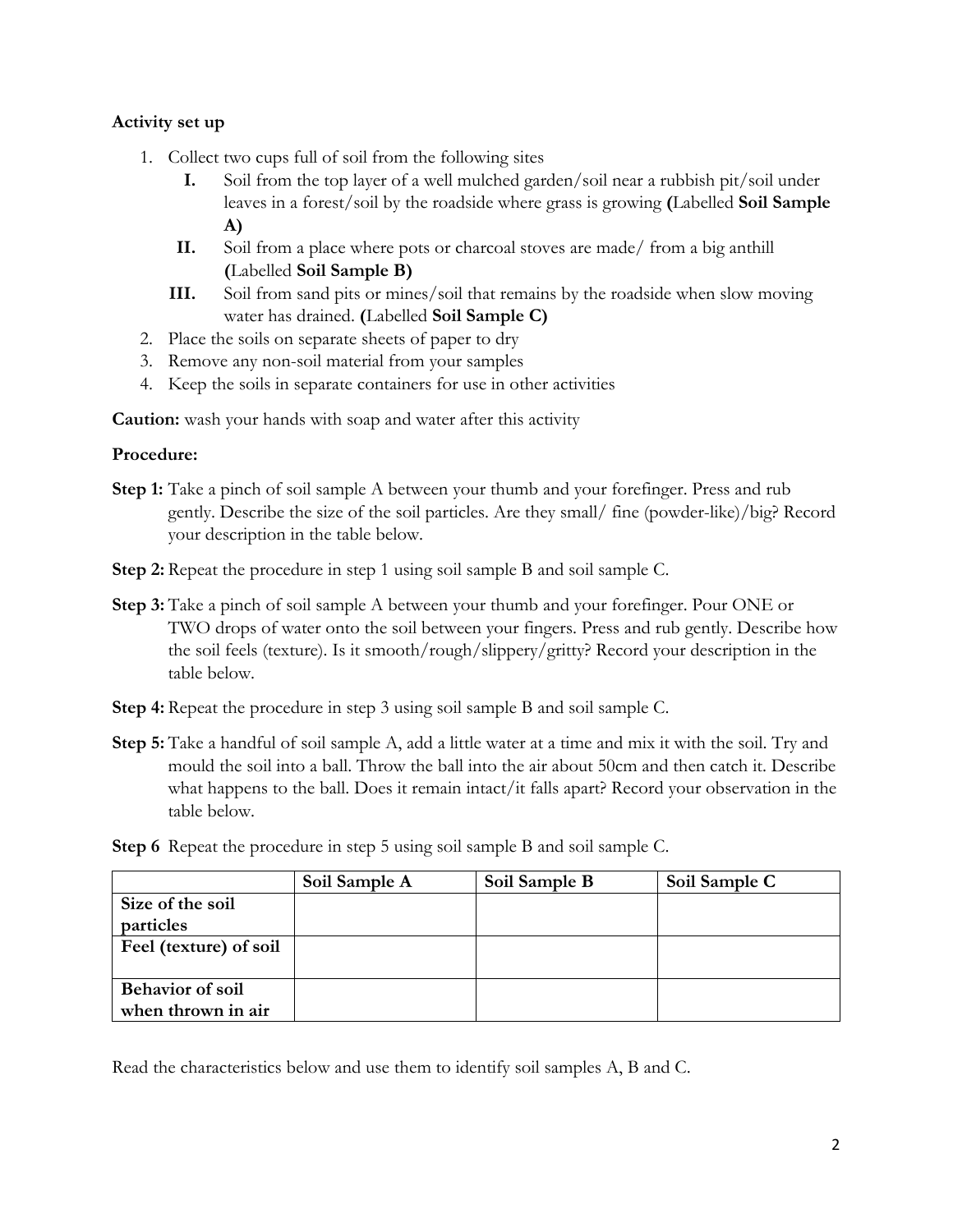**Activity set up**

1. Collect two cups full of soil from the following sites
   - **I.** Soil from the top layer of a well mulched garden/soil near a rubbish pit/soil under leaves in a forest/soil by the roadside where grass is growing **(**Labelled **Soil Sample A)**
   - **II.** Soil from a place where pots or charcoal stoves are made/ from a big anthill **(**Labelled **Soil Sample B)**
   - **III.** Soil from sand pits or mines/soil that remains by the roadside when slow moving water has drained. **(**Labelled **Soil Sample C)**
2. Place the soils on separate sheets of paper to dry
3. Remove any non-soil material from your samples
4. Keep the soils in separate containers for use in other activities

**Caution:** wash your hands with soap and water after this activity

**Procedure:**

**Step 1:** Take a pinch of soil sample A between your thumb and your forefinger. Press and rub gently. Describe the size of the soil particles. Are they small/ fine (powder-like)/big? Record your description in the table below.

**Step 2:** Repeat the procedure in step 1 using soil sample B and soil sample C.

**Step 3:** Take a pinch of soil sample A between your thumb and your forefinger. Pour ONE or TWO drops of water onto the soil between your fingers. Press and rub gently. Describe how the soil feels (texture). Is it smooth/rough/slippery/gritty? Record your description in the table below.

**Step 4:** Repeat the procedure in step 3 using soil sample B and soil sample C.

**Step 5:** Take a handful of soil sample A, add a little water at a time and mix it with the soil. Try and mould the soil into a ball. Throw the ball into the air about 50cm and then catch it. Describe what happens to the ball. Does it remain intact/it falls apart? Record your observation in the table below.

**Step 6** Repeat the procedure in step 5 using soil sample B and soil sample C.

| | **Soil Sample A** | **Soil Sample B** | **Soil Sample C** |
|---|---|---|---|
| **Size of the soil particles** | | | |
| **Feel (texture) of soil** | | | |
| **Behavior of soil when thrown in air** | | | |

Read the characteristics below and use them to identify soil samples A, B and C.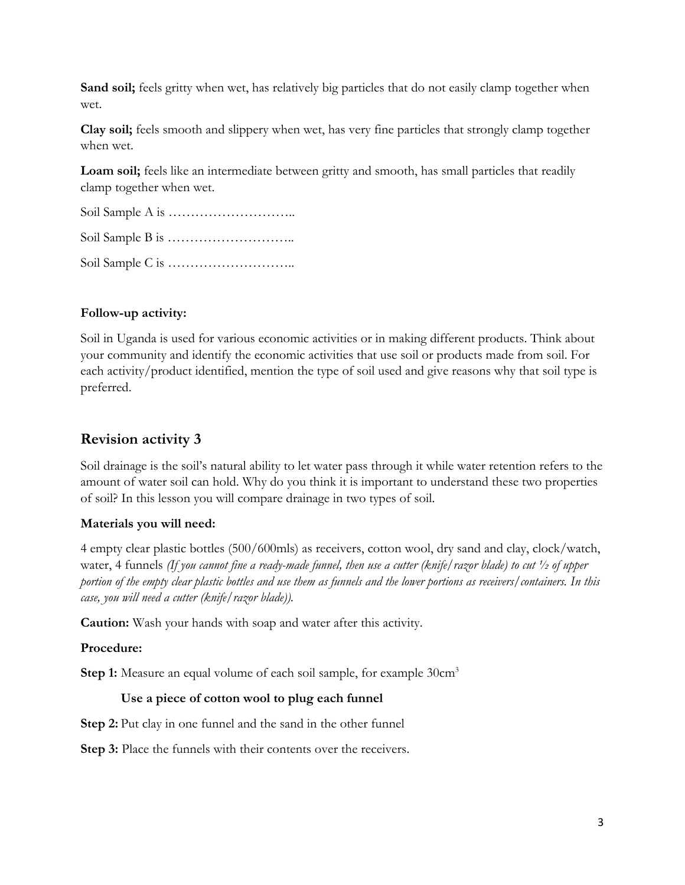**Sand soil;** feels gritty when wet, has relatively big particles that do not easily clamp together when wet.

**Clay soil;** feels smooth and slippery when wet, has very fine particles that strongly clamp together when wet.

**Loam soil;** feels like an intermediate between gritty and smooth, has small particles that readily clamp together when wet.

Soil Sample A is ………………………..

Soil Sample B is ………………………..

Soil Sample C is ………………………..

**Follow-up activity:**

Soil in Uganda is used for various economic activities or in making different products. Think about your community and identify the economic activities that use soil or products made from soil. For each activity/product identified, mention the type of soil used and give reasons why that soil type is preferred.

## Revision activity 3

Soil drainage is the soil's natural ability to let water pass through it while water retention refers to the amount of water soil can hold. Why do you think it is important to understand these two properties of soil? In this lesson you will compare drainage in two types of soil.

**Materials you will need:**

4 empty clear plastic bottles (500/600mls) as receivers, cotton wool, dry sand and clay, clock/watch, water, 4 funnels *(If you cannot fine a ready-made funnel, then use a cutter (knife/razor blade) to cut ½ of upper portion of the empty clear plastic bottles and use them as funnels and the lower portions as receivers/containers. In this case, you will need a cutter (knife/razor blade)).*

**Caution:** Wash your hands with soap and water after this activity.

**Procedure:**

**Step 1:** Measure an equal volume of each soil sample, for example 30cm$^3$

**Use a piece of cotton wool to plug each funnel**

**Step 2:** Put clay in one funnel and the sand in the other funnel

**Step 3:** Place the funnels with their contents over the receivers.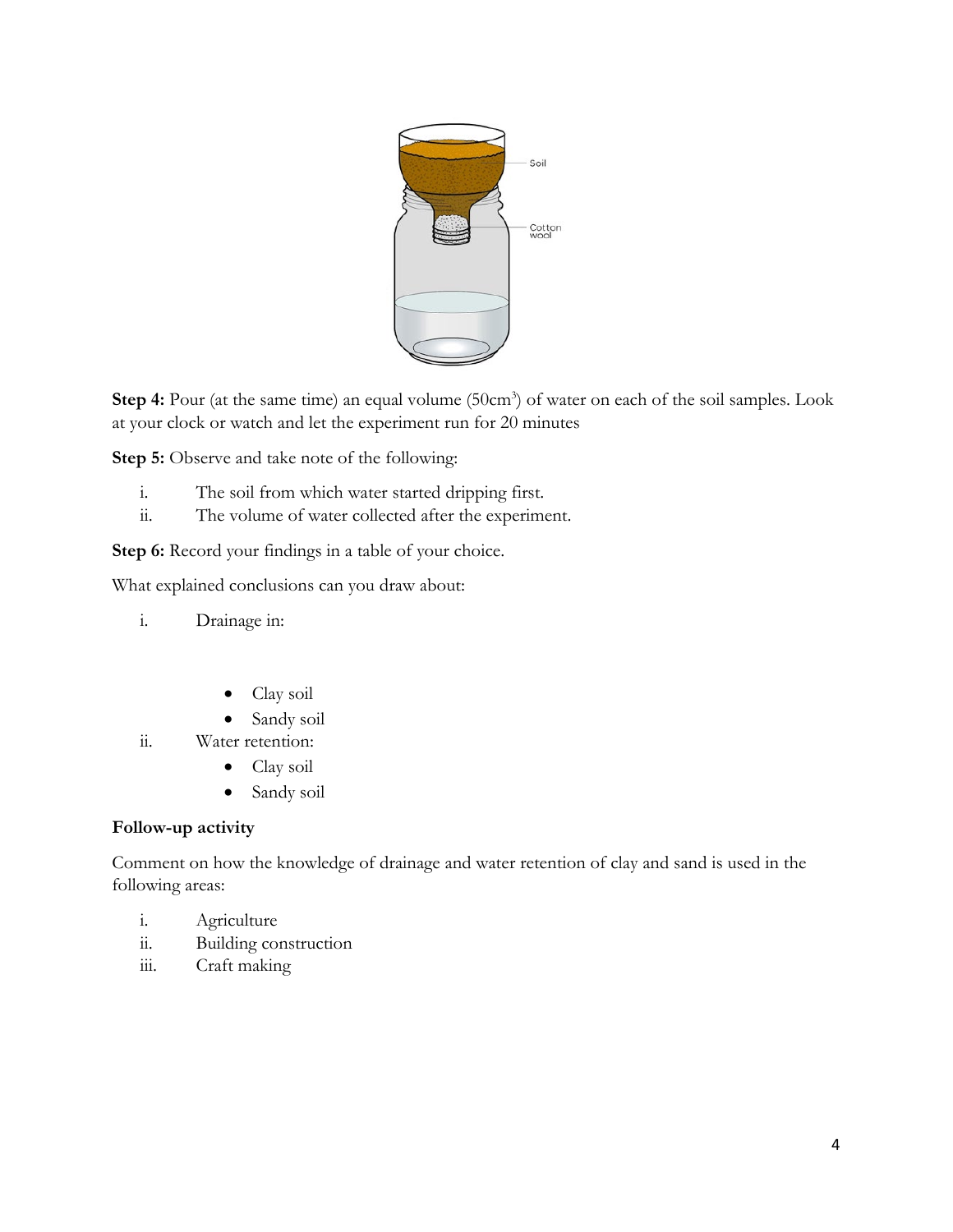Soil

Cotton wool

**Step 4:** Pour (at the same time) an equal volume (50cm$^3$) of water on each of the soil samples. Look at your clock or watch and let the experiment run for 20 minutes

**Step 5:** Observe and take note of the following:

i. The soil from which water started dripping first.
ii. The volume of water collected after the experiment.

**Step 6:** Record your findings in a table of your choice.

What explained conclusions can you draw about:

i. Drainage in:
   - Clay soil
   - Sandy soil

ii. Water retention:
   - Clay soil
   - Sandy soil

**Follow-up activity**

Comment on how the knowledge of drainage and water retention of clay and sand is used in the following areas:

i. Agriculture
ii. Building construction
iii. Craft making